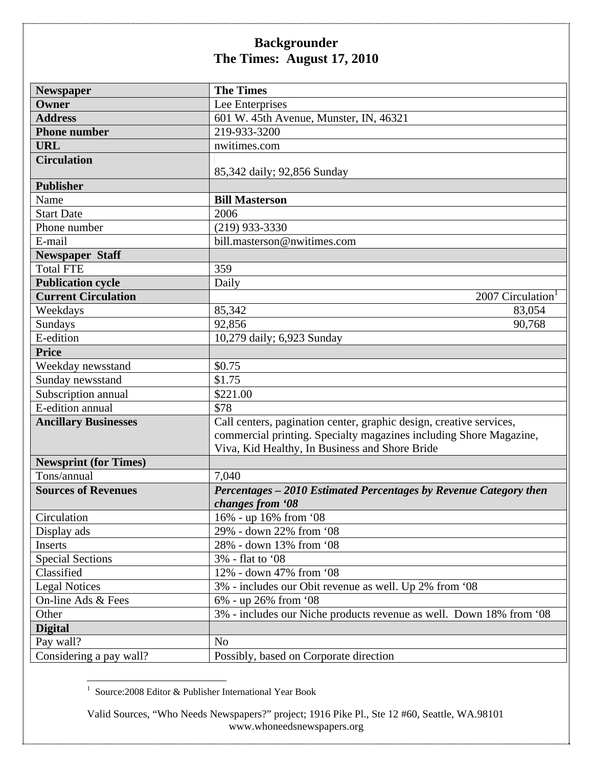# Backgrounder
## The Times: August 17, 2010

| Newspaper | The Times | |
|---|---|---|
| **Owner** | Lee Enterprises | |
| **Address** | 601 W. 45th Avenue, Munster, IN, 46321 | |
| **Phone number** | 219-933-3200 | |
| **URL** | nwitimes.com | |
| **Circulation** | 85,342 daily; 92,856 Sunday | |
| **Publisher** | | |
| Name | **Bill Masterson** | |
| Start Date | 2006 | |
| Phone number | (219) 933-3330 | |
| E-mail | bill.masterson@nwitimes.com | |
| **Newspaper Staff** | | |
| Total FTE | 359 | |
| **Publication cycle** | Daily | |
| **Current Circulation** | | 2007 Circulation[1] |
| Weekdays | 85,342 | 83,054 |
| Sundays | 92,856 | 90,768 |
| E-edition | 10,279 daily; 6,923 Sunday | |
| **Price** | | |
| Weekday newsstand | $0.75 | |
| Sunday newsstand | $1.75 | |
| Subscription annual | $221.00 | |
| E-edition annual | $78 | |
| **Ancillary Businesses** | Call centers, pagination center, graphic design, creative services, commercial printing. Specialty magazines including Shore Magazine, Viva, Kid Healthy, In Business and Shore Bride | |
| **Newsprint (for Times)** | | |
| Tons/annual | 7,040 | |
| **Sources of Revenues** | ***Percentages – 2010 Estimated Percentages by Revenue Category then changes from '08*** | |
| Circulation | 16% - up 16% from '08 | |
| Display ads | 29% - down 22% from '08 | |
| Inserts | 28% - down 13% from '08 | |
| Special Sections | 3% - flat to '08 | |
| Classified | 12% - down 47% from '08 | |
| Legal Notices | 3% - includes our Obit revenue as well. Up 2% from '08 | |
| On-line Ads & Fees | 6% - up 26% from '08 | |
| Other | 3% - includes our Niche products revenue as well. Down 18% from '08 | |
| **Digital** | | |
| Pay wall? | No | |
| Considering a pay wall? | Possibly, based on Corporate direction | |

[1] Source:2008 Editor & Publisher International Year Book

Valid Sources, "Who Needs Newspapers?" project; 1916 Pike Pl., Ste 12 #60, Seattle, WA.98101
www.whoneedsnewspapers.org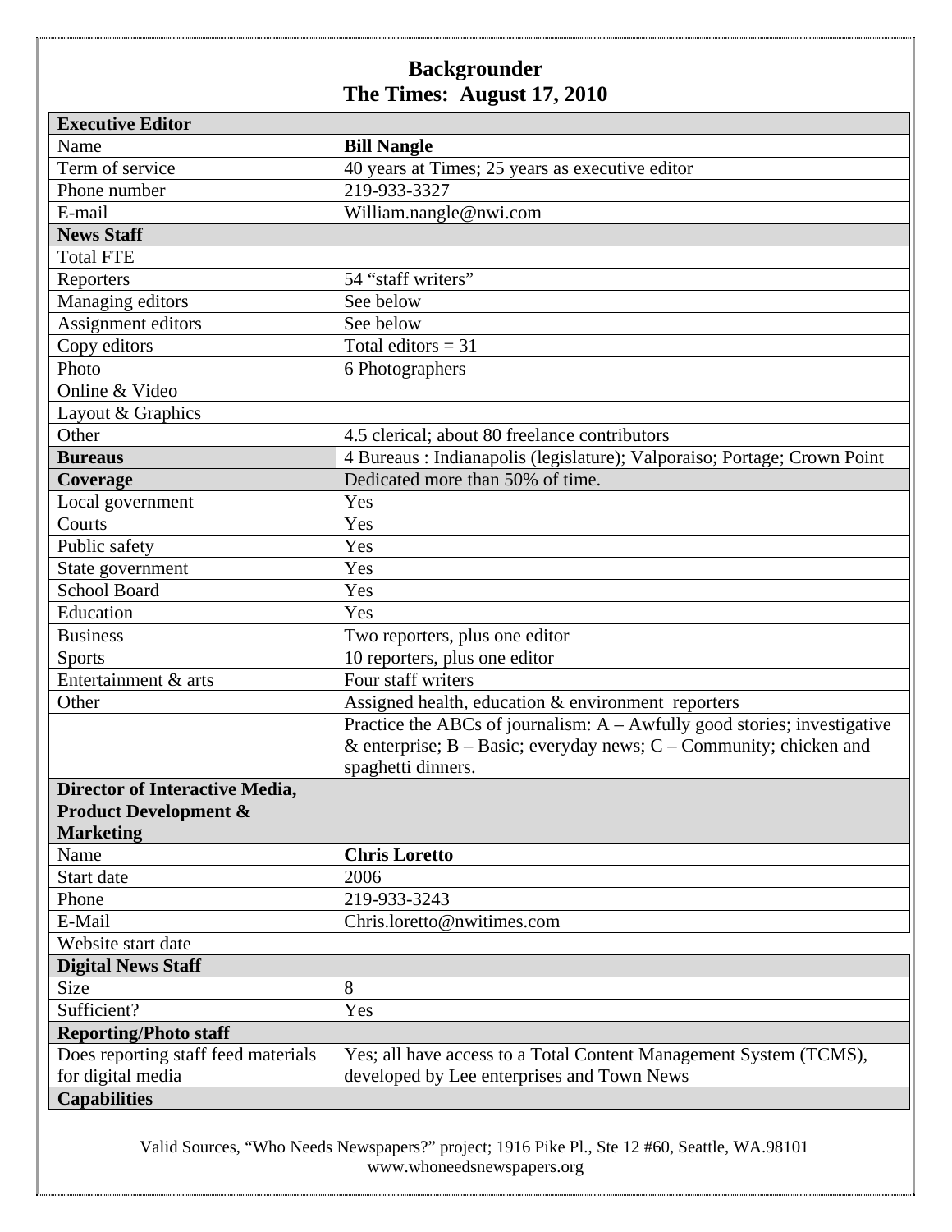# Backgrounder
## The Times: August 17, 2010

| **Executive Editor** | |
|---|---|
| Name | **Bill Nangle** |
| Term of service | 40 years at Times; 25 years as executive editor |
| Phone number | 219-933-3327 |
| E-mail | William.nangle@nwi.com |
| **News Staff** | |
| Total FTE | |
| Reporters | 54 "staff writers" |
| Managing editors | See below |
| Assignment editors | See below |
| Copy editors | Total editors = 31 |
| Photo | 6 Photographers |
| Online & Video | |
| Layout & Graphics | |
| Other | 4.5 clerical; about 80 freelance contributors |
| **Bureaus** | 4 Bureaus : Indianapolis (legislature); Valporaiso; Portage; Crown Point |
| **Coverage** | Dedicated more than 50% of time. |
| Local government | Yes |
| Courts | Yes |
| Public safety | Yes |
| State government | Yes |
| School Board | Yes |
| Education | Yes |
| Business | Two reporters, plus one editor |
| Sports | 10 reporters, plus one editor |
| Entertainment & arts | Four staff writers |
| Other | Assigned health, education & environment reporters |
| | Practice the ABCs of journalism: A – Awfully good stories; investigative & enterprise; B – Basic; everyday news; C – Community; chicken and spaghetti dinners. |
| **Director of Interactive Media, Product Development & Marketing** | |
| Name | **Chris Loretto** |
| Start date | 2006 |
| Phone | 219-933-3243 |
| E-Mail | Chris.loretto@nwitimes.com |
| Website start date | |
| **Digital News Staff** | |
| Size | 8 |
| Sufficient? | Yes |
| **Reporting/Photo staff** | |
| Does reporting staff feed materials for digital media | Yes; all have access to a Total Content Management System (TCMS), developed by Lee enterprises and Town News |
| **Capabilities** | |

Valid Sources, "Who Needs Newspapers?" project; 1916 Pike Pl., Ste 12 #60, Seattle, WA.98101
www.whoneedsnewspapers.org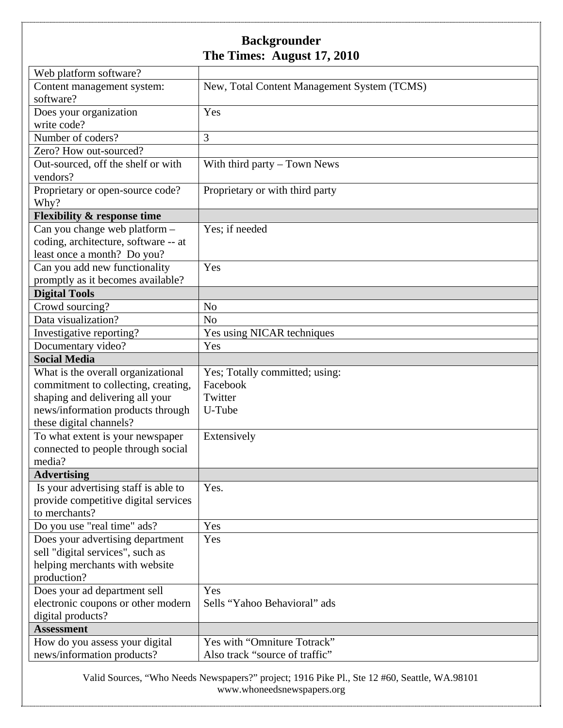# Backgrounder
## The Times: August 17, 2010

| | |
|---|---|
| Web platform software? | |
| Content management system: software? | New, Total Content Management System (TCMS) |
| Does your organization write code? | Yes |
| Number of coders? | 3 |
| Zero? How out-sourced? | |
| Out-sourced, off the shelf or with vendors? | With third party – Town News |
| Proprietary or open-source code? Why? | Proprietary or with third party |
| **Flexibility & response time** | |
| Can you change web platform – coding, architecture, software -- at least once a month? Do you? | Yes; if needed |
| Can you add new functionality promptly as it becomes available? | Yes |
| **Digital Tools** | |
| Crowd sourcing? | No |
| Data visualization? | No |
| Investigative reporting? | Yes using NICAR techniques |
| Documentary video? | Yes |
| **Social Media** | |
| What is the overall organizational commitment to collecting, creating, shaping and delivering all your news/information products through these digital channels? | Yes; Totally committed; using:<br>Facebook<br>Twitter<br>U-Tube |
| To what extent is your newspaper connected to people through social media? | Extensively |
| **Advertising** | |
| Is your advertising staff is able to provide competitive digital services to merchants? | Yes. |
| Do you use "real time" ads? | Yes |
| Does your advertising department sell "digital services", such as helping merchants with website production? | Yes |
| Does your ad department sell electronic coupons or other modern digital products? | Yes<br>Sells "Yahoo Behavioral" ads |
| **Assessment** | |
| How do you assess your digital news/information products? | Yes with "Omniture Totrack"<br>Also track "source of traffic" |

Valid Sources, "Who Needs Newspapers?" project; 1916 Pike Pl., Ste 12 #60, Seattle, WA.98101
www.whoneedsnewspapers.org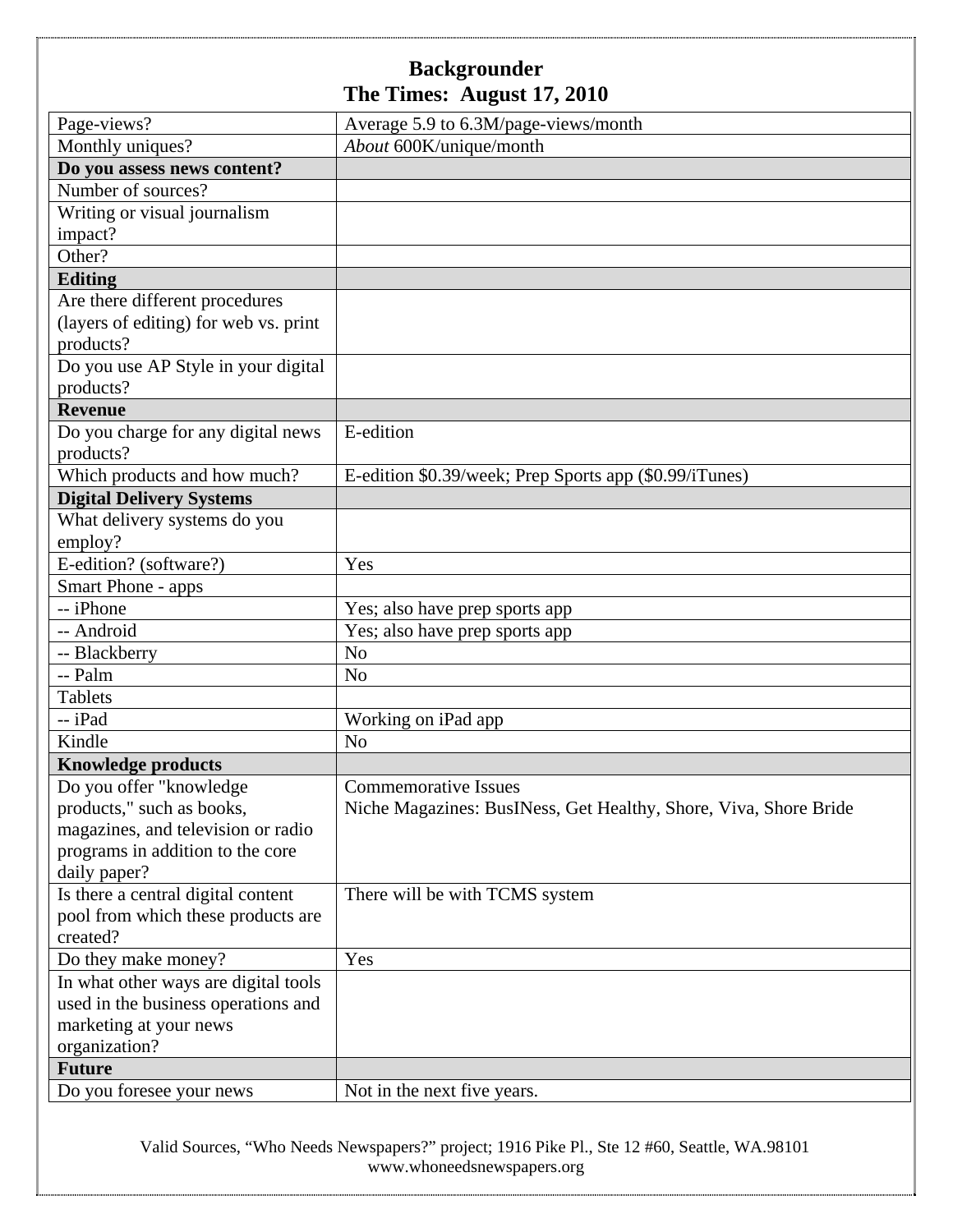# Backgrounder
## The Times: August 17, 2010

| | |
|---|---|
| Page-views? | Average 5.9 to 6.3M/page-views/month |
| Monthly uniques? | *About* 600K/unique/month |
| **Do you assess news content?** | |
| Number of sources? | |
| Writing or visual journalism impact? | |
| Other? | |
| **Editing** | |
| Are there different procedures (layers of editing) for web vs. print products? | |
| Do you use AP Style in your digital products? | |
| **Revenue** | |
| Do you charge for any digital news products? | E-edition |
| Which products and how much? | E-edition $0.39/week; Prep Sports app ($0.99/iTunes) |
| **Digital Delivery Systems** | |
| What delivery systems do you employ? | |
| E-edition? (software?) | Yes |
| Smart Phone - apps | |
| -- iPhone | Yes; also have prep sports app |
| -- Android | Yes; also have prep sports app |
| -- Blackberry | No |
| -- Palm | No |
| Tablets | |
| -- iPad | Working on iPad app |
| Kindle | No |
| **Knowledge products** | |
| Do you offer "knowledge products," such as books, magazines, and television or radio programs in addition to the core daily paper? | Commemorative Issues<br>Niche Magazines: BusINess, Get Healthy, Shore, Viva, Shore Bride |
| Is there a central digital content pool from which these products are created? | There will be with TCMS system |
| Do they make money? | Yes |
| In what other ways are digital tools used in the business operations and marketing at your news organization? | |
| **Future** | |
| Do you foresee your news | Not in the next five years. |

Valid Sources, "Who Needs Newspapers?" project; 1916 Pike Pl., Ste 12 #60, Seattle, WA.98101
www.whoneedsnewspapers.org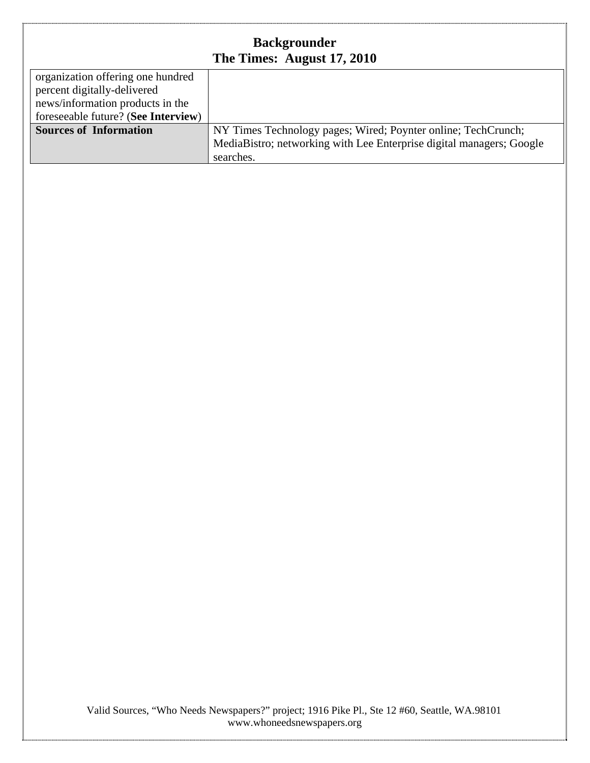| | |
|---|---|
| organization offering one hundred percent digitally-delivered news/information products in the foreseeable future? (**See Interview**) | |
| **Sources of Information** | NY Times Technology pages; Wired; Poynter online; TechCrunch; MediaBistro; networking with Lee Enterprise digital managers; Google searches. |